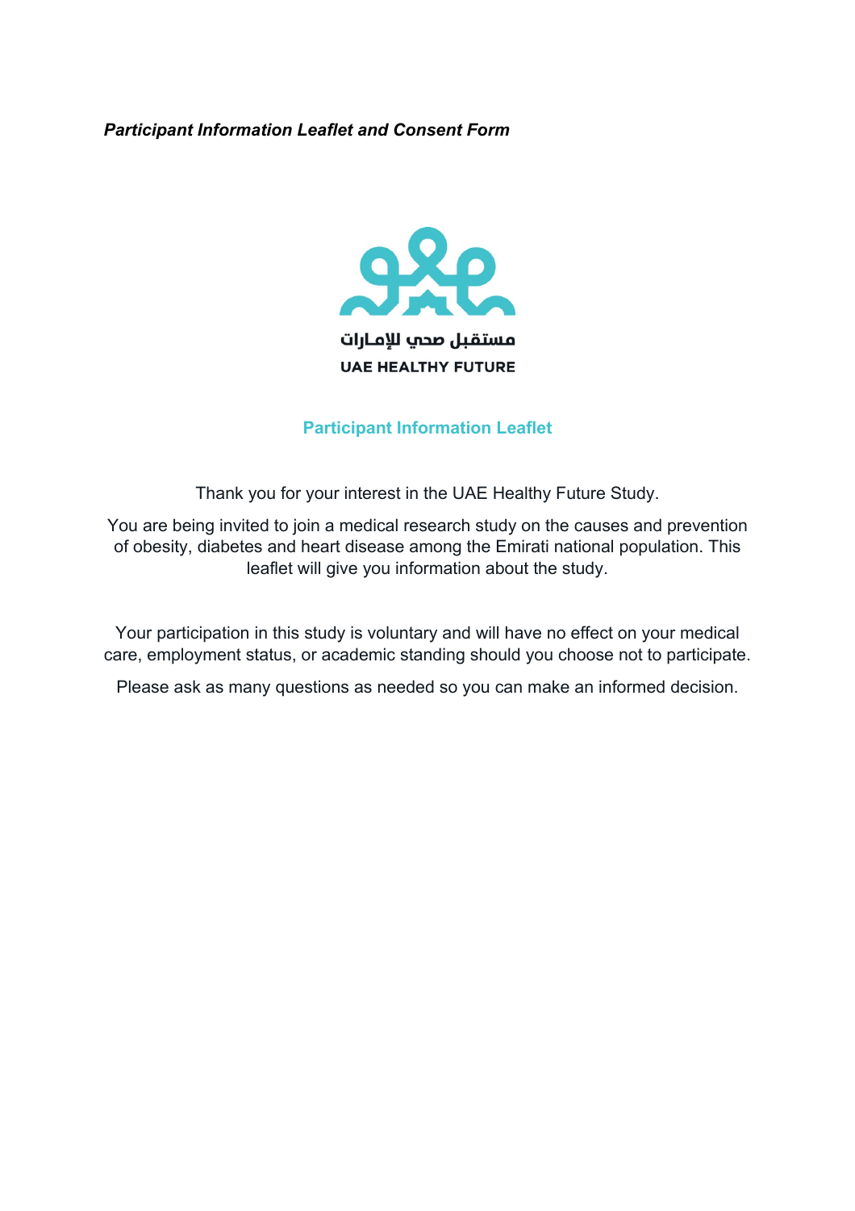*Participant Information Leaflet and Consent Form*

مستقبل صحي للإمارات

UAE HEALTHY FUTURE

## Participant Information Leaflet

Thank you for your interest in the UAE Healthy Future Study.

You are being invited to join a medical research study on the causes and prevention of obesity, diabetes and heart disease among the Emirati national population. This leaflet will give you information about the study.

Your participation in this study is voluntary and will have no effect on your medical care, employment status, or academic standing should you choose not to participate.

Please ask as many questions as needed so you can make an informed decision.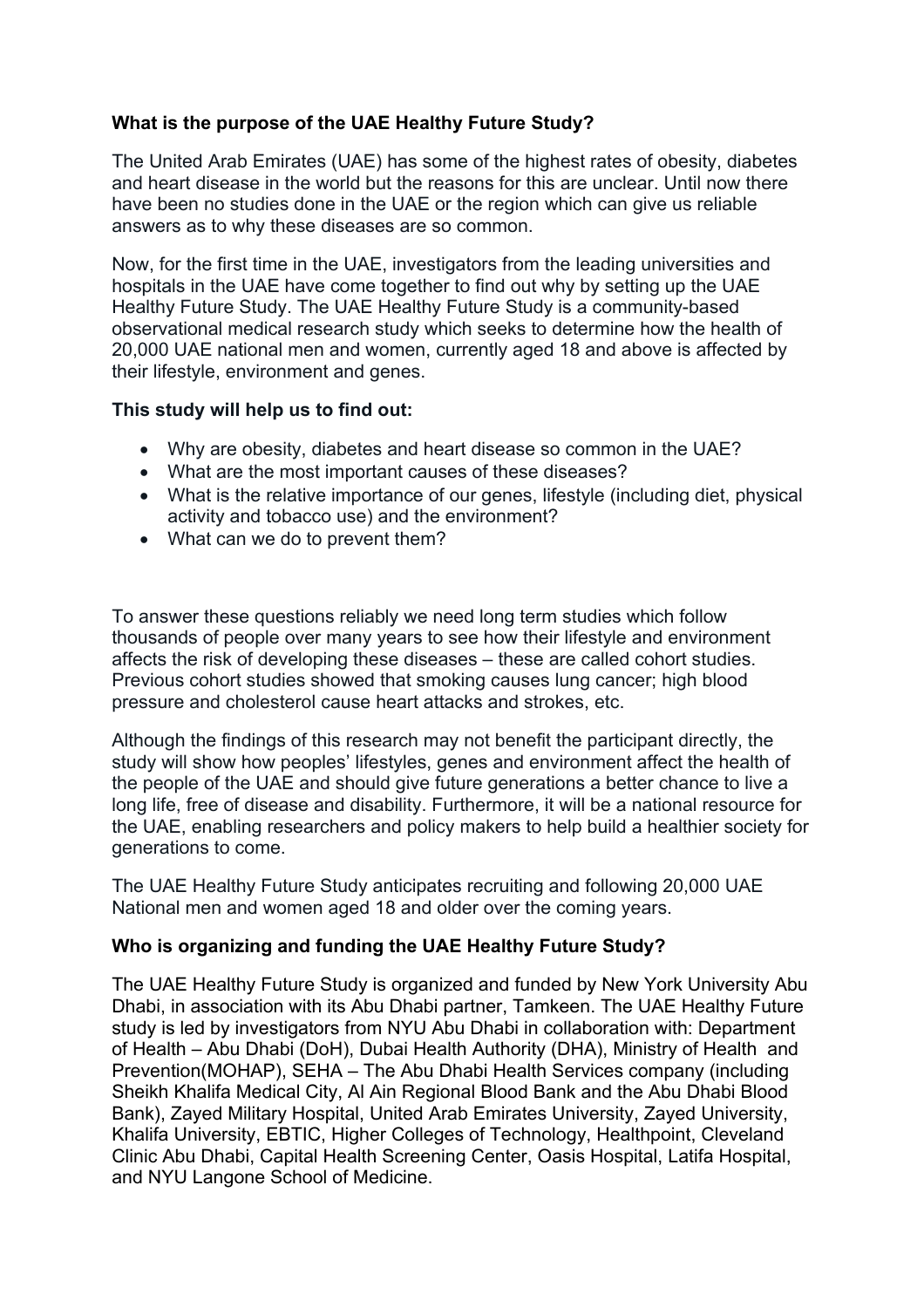**What is the purpose of the UAE Healthy Future Study?**

The United Arab Emirates (UAE) has some of the highest rates of obesity, diabetes and heart disease in the world but the reasons for this are unclear. Until now there have been no studies done in the UAE or the region which can give us reliable answers as to why these diseases are so common.

Now, for the first time in the UAE, investigators from the leading universities and hospitals in the UAE have come together to find out why by setting up the UAE Healthy Future Study. The UAE Healthy Future Study is a community-based observational medical research study which seeks to determine how the health of 20,000 UAE national men and women, currently aged 18 and above is affected by their lifestyle, environment and genes.

**This study will help us to find out:**

- Why are obesity, diabetes and heart disease so common in the UAE?
- What are the most important causes of these diseases?
- What is the relative importance of our genes, lifestyle (including diet, physical activity and tobacco use) and the environment?
- What can we do to prevent them?

To answer these questions reliably we need long term studies which follow thousands of people over many years to see how their lifestyle and environment affects the risk of developing these diseases – these are called cohort studies. Previous cohort studies showed that smoking causes lung cancer; high blood pressure and cholesterol cause heart attacks and strokes, etc.

Although the findings of this research may not benefit the participant directly, the study will show how peoples' lifestyles, genes and environment affect the health of the people of the UAE and should give future generations a better chance to live a long life, free of disease and disability. Furthermore, it will be a national resource for the UAE, enabling researchers and policy makers to help build a healthier society for generations to come.

The UAE Healthy Future Study anticipates recruiting and following 20,000 UAE National men and women aged 18 and older over the coming years.

**Who is organizing and funding the UAE Healthy Future Study?**

The UAE Healthy Future Study is organized and funded by New York University Abu Dhabi, in association with its Abu Dhabi partner, Tamkeen. The UAE Healthy Future study is led by investigators from NYU Abu Dhabi in collaboration with: Department of Health – Abu Dhabi (DoH), Dubai Health Authority (DHA), Ministry of Health and Prevention(MOHAP), SEHA – The Abu Dhabi Health Services company (including Sheikh Khalifa Medical City, Al Ain Regional Blood Bank and the Abu Dhabi Blood Bank), Zayed Military Hospital, United Arab Emirates University, Zayed University, Khalifa University, EBTIC, Higher Colleges of Technology, Healthpoint, Cleveland Clinic Abu Dhabi, Capital Health Screening Center, Oasis Hospital, Latifa Hospital, and NYU Langone School of Medicine.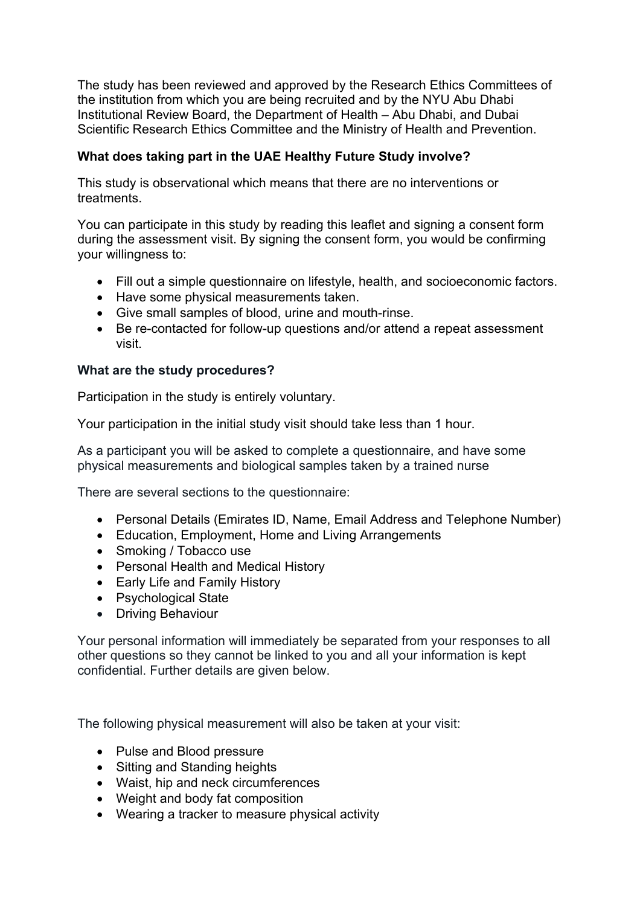The study has been reviewed and approved by the Research Ethics Committees of the institution from which you are being recruited and by the NYU Abu Dhabi Institutional Review Board, the Department of Health – Abu Dhabi, and Dubai Scientific Research Ethics Committee and the Ministry of Health and Prevention.

**What does taking part in the UAE Healthy Future Study involve?**

This study is observational which means that there are no interventions or treatments.

You can participate in this study by reading this leaflet and signing a consent form during the assessment visit. By signing the consent form, you would be confirming your willingness to:

- Fill out a simple questionnaire on lifestyle, health, and socioeconomic factors.
- Have some physical measurements taken.
- Give small samples of blood, urine and mouth-rinse.
- Be re-contacted for follow-up questions and/or attend a repeat assessment visit.

**What are the study procedures?**

Participation in the study is entirely voluntary.

Your participation in the initial study visit should take less than 1 hour.

As a participant you will be asked to complete a questionnaire, and have some physical measurements and biological samples taken by a trained nurse

There are several sections to the questionnaire:

- Personal Details (Emirates ID, Name, Email Address and Telephone Number)
- Education, Employment, Home and Living Arrangements
- Smoking / Tobacco use
- Personal Health and Medical History
- Early Life and Family History
- Psychological State
- Driving Behaviour

Your personal information will immediately be separated from your responses to all other questions so they cannot be linked to you and all your information is kept confidential. Further details are given below.

The following physical measurement will also be taken at your visit:

- Pulse and Blood pressure
- Sitting and Standing heights
- Waist, hip and neck circumferences
- Weight and body fat composition
- Wearing a tracker to measure physical activity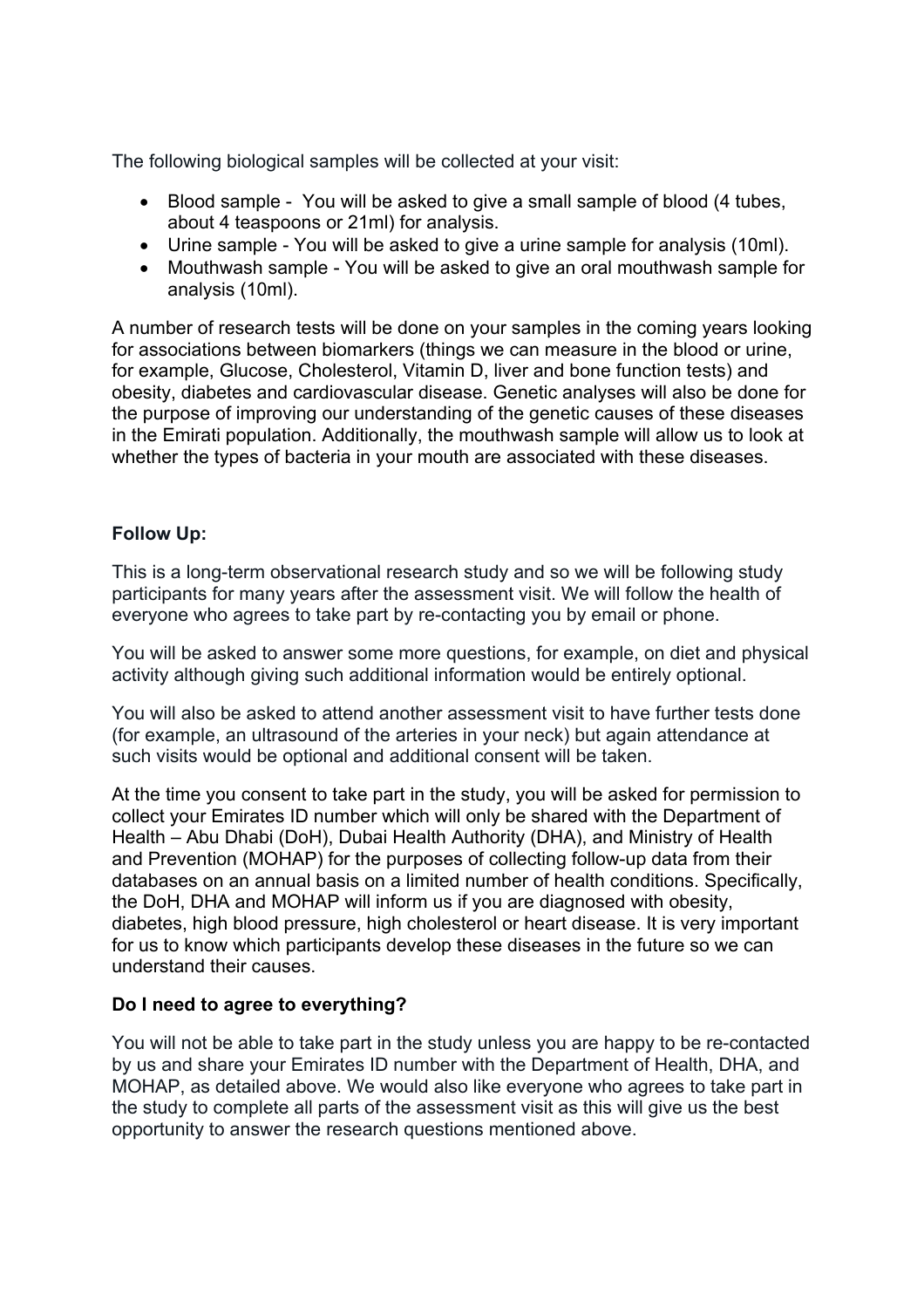The following biological samples will be collected at your visit:

- Blood sample - You will be asked to give a small sample of blood (4 tubes, about 4 teaspoons or 21ml) for analysis.
- Urine sample - You will be asked to give a urine sample for analysis (10ml).
- Mouthwash sample - You will be asked to give an oral mouthwash sample for analysis (10ml).

A number of research tests will be done on your samples in the coming years looking for associations between biomarkers (things we can measure in the blood or urine, for example, Glucose, Cholesterol, Vitamin D, liver and bone function tests) and obesity, diabetes and cardiovascular disease. Genetic analyses will also be done for the purpose of improving our understanding of the genetic causes of these diseases in the Emirati population. Additionally, the mouthwash sample will allow us to look at whether the types of bacteria in your mouth are associated with these diseases.

**Follow Up:**

This is a long-term observational research study and so we will be following study participants for many years after the assessment visit. We will follow the health of everyone who agrees to take part by re-contacting you by email or phone.

You will be asked to answer some more questions, for example, on diet and physical activity although giving such additional information would be entirely optional.

You will also be asked to attend another assessment visit to have further tests done (for example, an ultrasound of the arteries in your neck) but again attendance at such visits would be optional and additional consent will be taken.

At the time you consent to take part in the study, you will be asked for permission to collect your Emirates ID number which will only be shared with the Department of Health – Abu Dhabi (DoH), Dubai Health Authority (DHA), and Ministry of Health and Prevention (MOHAP) for the purposes of collecting follow-up data from their databases on an annual basis on a limited number of health conditions. Specifically, the DoH, DHA and MOHAP will inform us if you are diagnosed with obesity, diabetes, high blood pressure, high cholesterol or heart disease. It is very important for us to know which participants develop these diseases in the future so we can understand their causes.

**Do I need to agree to everything?**

You will not be able to take part in the study unless you are happy to be re-contacted by us and share your Emirates ID number with the Department of Health, DHA, and MOHAP, as detailed above. We would also like everyone who agrees to take part in the study to complete all parts of the assessment visit as this will give us the best opportunity to answer the research questions mentioned above.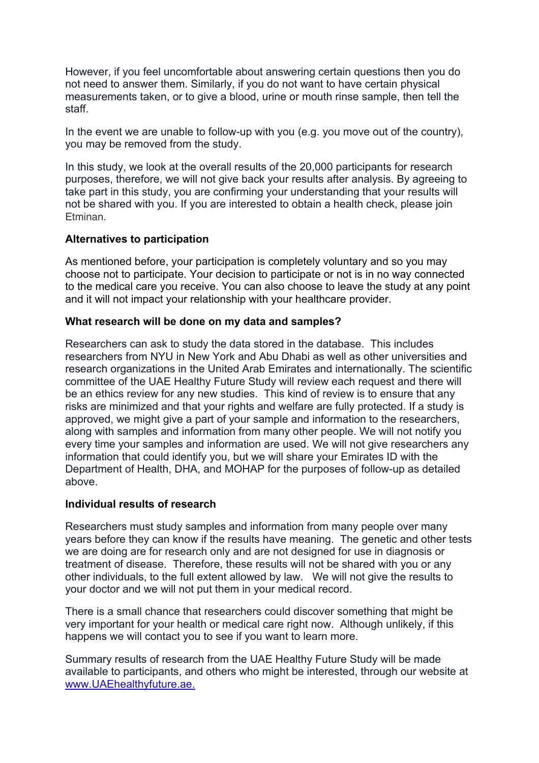However, if you feel uncomfortable about answering certain questions then you do not need to answer them. Similarly, if you do not want to have certain physical measurements taken, or to give a blood, urine or mouth rinse sample, then tell the staff.

In the event we are unable to follow-up with you (e.g. you move out of the country), you may be removed from the study.

In this study, we look at the overall results of the 20,000 participants for research purposes, therefore, we will not give back your results after analysis. By agreeing to take part in this study, you are confirming your understanding that your results will not be shared with you. If you are interested to obtain a health check, please join Etminan.

**Alternatives to participation**

As mentioned before, your participation is completely voluntary and so you may choose not to participate. Your decision to participate or not is in no way connected to the medical care you receive. You can also choose to leave the study at any point and it will not impact your relationship with your healthcare provider.

**What research will be done on my data and samples?**

Researchers can ask to study the data stored in the database. This includes researchers from NYU in New York and Abu Dhabi as well as other universities and research organizations in the United Arab Emirates and internationally. The scientific committee of the UAE Healthy Future Study will review each request and there will be an ethics review for any new studies. This kind of review is to ensure that any risks are minimized and that your rights and welfare are fully protected. If a study is approved, we might give a part of your sample and information to the researchers, along with samples and information from many other people. We will not notify you every time your samples and information are used. We will not give researchers any information that could identify you, but we will share your Emirates ID with the Department of Health, DHA, and MOHAP for the purposes of follow-up as detailed above.

**Individual results of research**

Researchers must study samples and information from many people over many years before they can know if the results have meaning. The genetic and other tests we are doing are for research only and are not designed for use in diagnosis or treatment of disease. Therefore, these results will not be shared with you or any other individuals, to the full extent allowed by law. We will not give the results to your doctor and we will not put them in your medical record.

There is a small chance that researchers could discover something that might be very important for your health or medical care right now. Although unlikely, if this happens we will contact you to see if you want to learn more.

Summary results of research from the UAE Healthy Future Study will be made available to participants, and others who might be interested, through our website at www.UAEhealthyfuture.ae.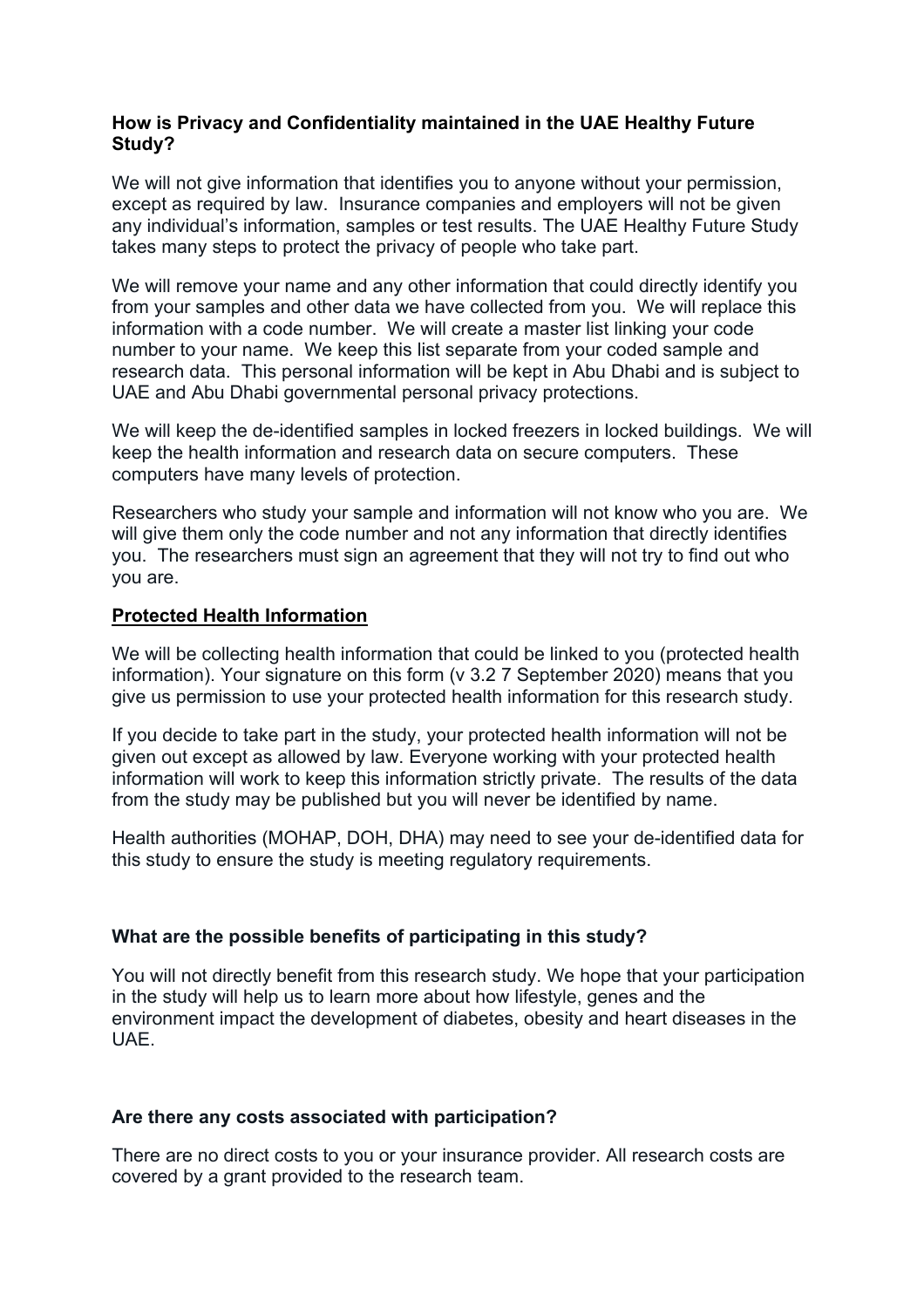**How is Privacy and Confidentiality maintained in the UAE Healthy Future Study?**

We will not give information that identifies you to anyone without your permission, except as required by law. Insurance companies and employers will not be given any individual's information, samples or test results. The UAE Healthy Future Study takes many steps to protect the privacy of people who take part.

We will remove your name and any other information that could directly identify you from your samples and other data we have collected from you. We will replace this information with a code number. We will create a master list linking your code number to your name. We keep this list separate from your coded sample and research data. This personal information will be kept in Abu Dhabi and is subject to UAE and Abu Dhabi governmental personal privacy protections.

We will keep the de-identified samples in locked freezers in locked buildings. We will keep the health information and research data on secure computers. These computers have many levels of protection.

Researchers who study your sample and information will not know who you are. We will give them only the code number and not any information that directly identifies you. The researchers must sign an agreement that they will not try to find out who you are.

**Protected Health Information**

We will be collecting health information that could be linked to you (protected health information). Your signature on this form (v 3.2 7 September 2020) means that you give us permission to use your protected health information for this research study.

If you decide to take part in the study, your protected health information will not be given out except as allowed by law. Everyone working with your protected health information will work to keep this information strictly private. The results of the data from the study may be published but you will never be identified by name.

Health authorities (MOHAP, DOH, DHA) may need to see your de-identified data for this study to ensure the study is meeting regulatory requirements.

**What are the possible benefits of participating in this study?**

You will not directly benefit from this research study. We hope that your participation in the study will help us to learn more about how lifestyle, genes and the environment impact the development of diabetes, obesity and heart diseases in the UAE.

**Are there any costs associated with participation?**

There are no direct costs to you or your insurance provider. All research costs are covered by a grant provided to the research team.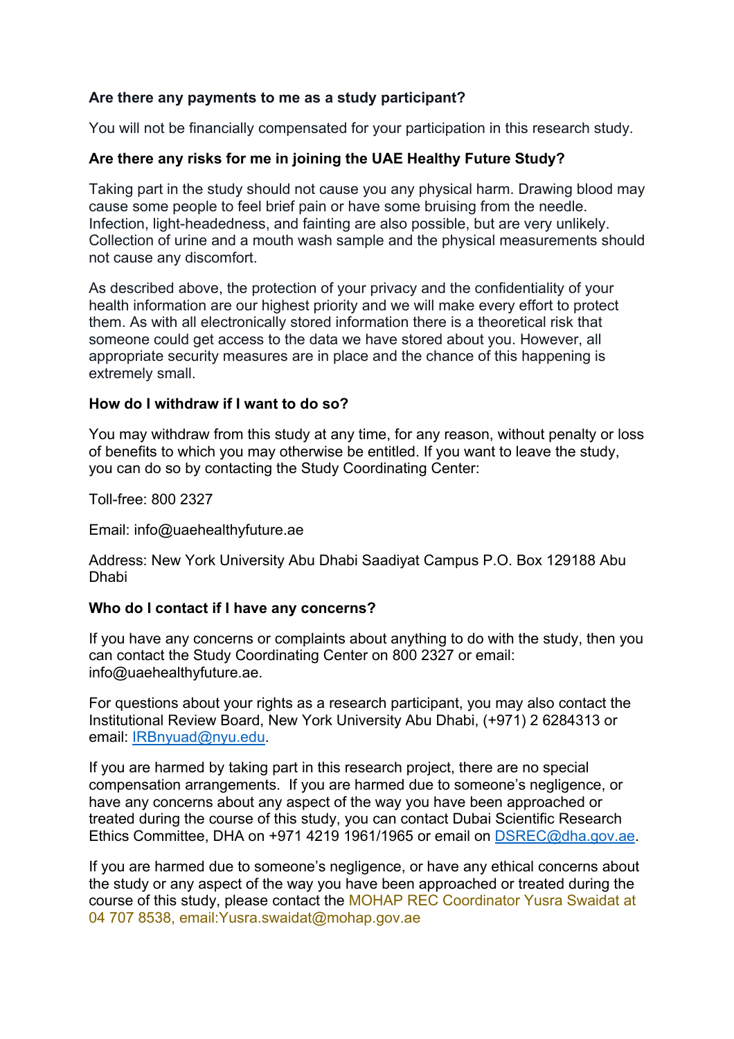**Are there any payments to me as a study participant?**

You will not be financially compensated for your participation in this research study.

**Are there any risks for me in joining the UAE Healthy Future Study?**

Taking part in the study should not cause you any physical harm. Drawing blood may cause some people to feel brief pain or have some bruising from the needle. Infection, light-headedness, and fainting are also possible, but are very unlikely. Collection of urine and a mouth wash sample and the physical measurements should not cause any discomfort.

As described above, the protection of your privacy and the confidentiality of your health information are our highest priority and we will make every effort to protect them. As with all electronically stored information there is a theoretical risk that someone could get access to the data we have stored about you. However, all appropriate security measures are in place and the chance of this happening is extremely small.

**How do I withdraw if I want to do so?**

You may withdraw from this study at any time, for any reason, without penalty or loss of benefits to which you may otherwise be entitled. If you want to leave the study, you can do so by contacting the Study Coordinating Center:

Toll-free: 800 2327

Email: info@uaehealthyfuture.ae

Address: New York University Abu Dhabi Saadiyat Campus P.O. Box 129188 Abu Dhabi

**Who do I contact if I have any concerns?**

If you have any concerns or complaints about anything to do with the study, then you can contact the Study Coordinating Center on 800 2327 or email: info@uaehealthyfuture.ae.

For questions about your rights as a research participant, you may also contact the Institutional Review Board, New York University Abu Dhabi, (+971) 2 6284313 or email: IRBnyuad@nyu.edu.

If you are harmed by taking part in this research project, there are no special compensation arrangements. If you are harmed due to someone's negligence, or have any concerns about any aspect of the way you have been approached or treated during the course of this study, you can contact Dubai Scientific Research Ethics Committee, DHA on +971 4219 1961/1965 or email on DSREC@dha.gov.ae.

If you are harmed due to someone's negligence, or have any ethical concerns about the study or any aspect of the way you have been approached or treated during the course of this study, please contact the MOHAP REC Coordinator Yusra Swaidat at 04 707 8538, email:Yusra.swaidat@mohap.gov.ae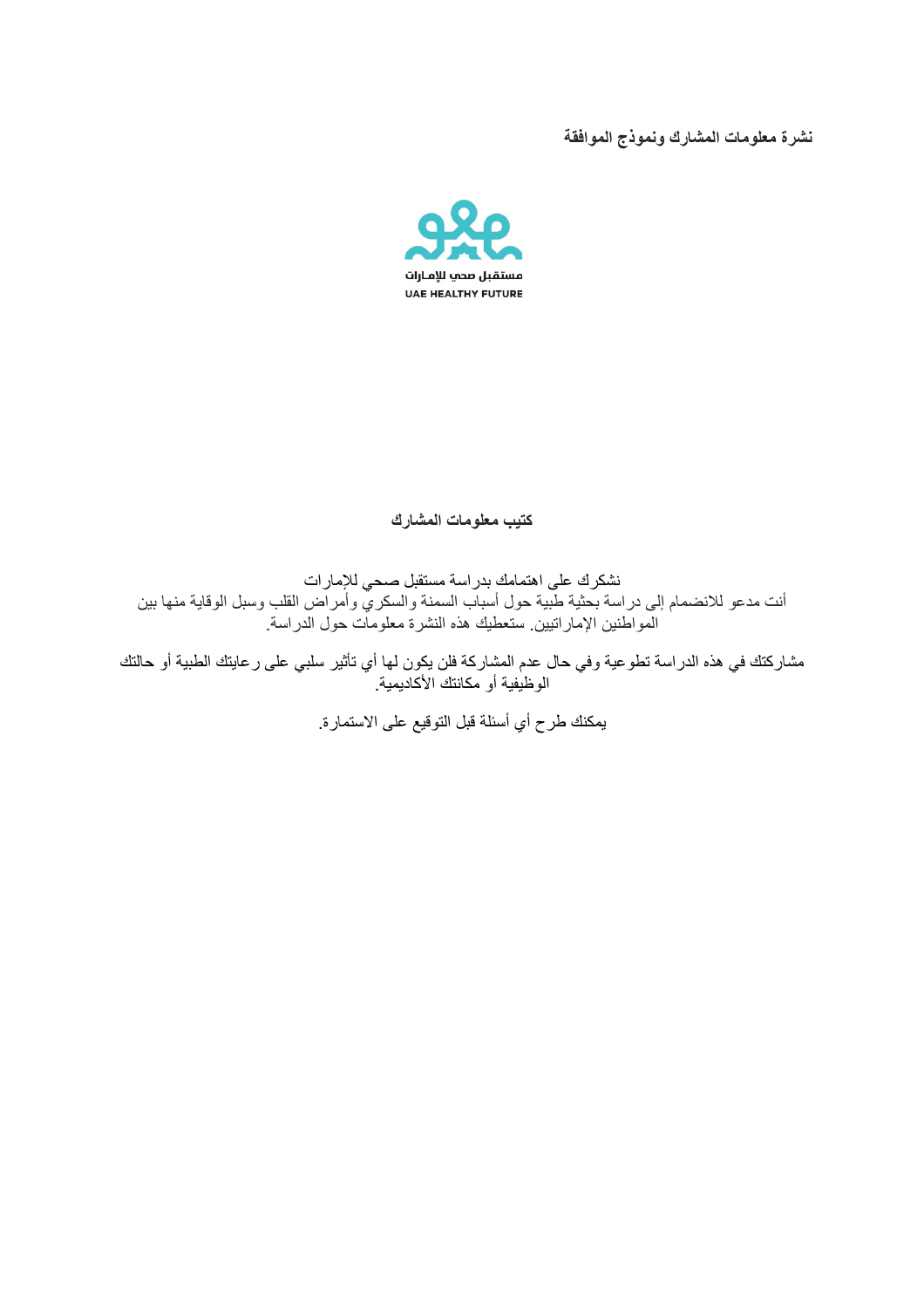**نشرة معلومات المشارك ونموذج الموافقة**

مستقبل صحي للإمارات
UAE HEALTHY FUTURE

**كتيب معلومات المشارك**

نشكرك على اهتمامك بدراسة مستقبل صحي للإمارات
أنت مدعو للانضمام إلى دراسة بحثية طبية حول أسباب السمنة والسكري وأمراض القلب وسبل الوقاية منها بين المواطنين الإماراتيين. ستعطيك هذه النشرة معلومات حول الدراسة.

مشاركتك في هذه الدراسة تطوعية وفي حال عدم المشاركة فلن يكون لها أي تأثير سلبي على رعايتك الطبية أو حالتك الوظيفية أو مكانتك الأكاديمية.

يمكنك طرح أي أسئلة قبل التوقيع على الاستمارة.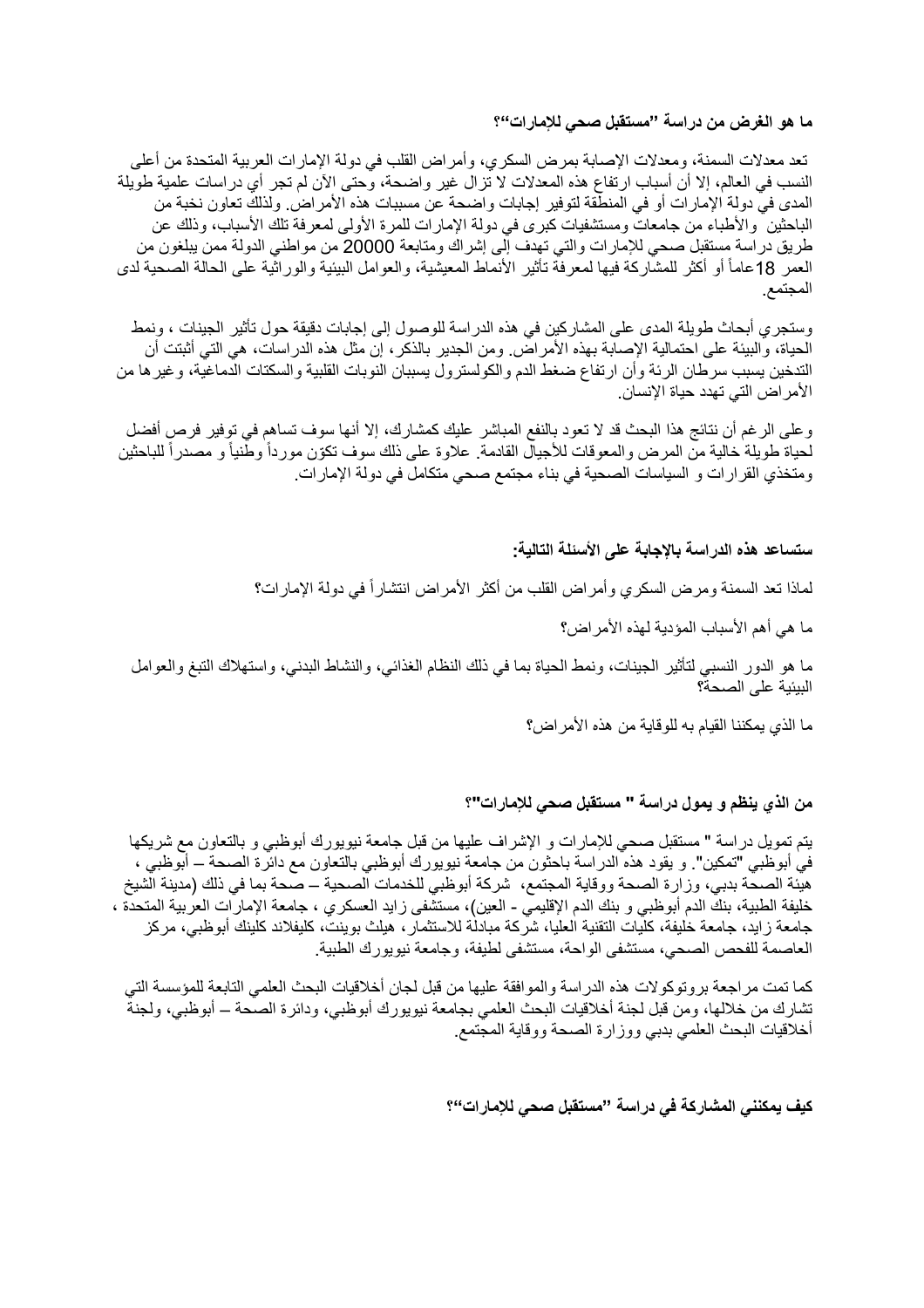**ما هو الغرض من دراسة "مستقبل صحي للإمارات"؟**

تعد معدلات السمنة، ومعدلات الإصابة بمرض السكري، وأمراض القلب في دولة الإمارات العربية المتحدة من أعلى النسب في العالم، إلا أن أسباب ارتفاع هذه المعدلات لا تزال غير واضحة، وحتى الآن لم تجر أي دراسات علمية طويلة المدى في دولة الإمارات أو في المنطقة لتوفير إجابات واضحة عن مسببات هذه الأمراض. ولذلك تعاون نخبة من الباحثين والأطباء من جامعات ومستشفيات كبرى في دولة الإمارات للمرة الأولى لمعرفة تلك الأسباب، وذلك عن طريق دراسة مستقبل صحي للإمارات والتي تهدف إلى إشراك ومتابعة 20000 من مواطني الدولة ممن يبلغون من العمر 18عاماً أو أكثر للمشاركة فيها لمعرفة تأثير الأنماط المعيشية، والعوامل البيئية والوراثية على الحالة الصحية لدى المجتمع.

وستجري أبحاث طويلة المدى على المشاركين في هذه الدراسة للوصول إلى إجابات دقيقة حول تأثير الجينات ، ونمط الحياة، والبيئة على احتمالية الإصابة بهذه الأمراض. ومن الجدير بالذكر، إن مثل هذه الدراسات، هي التي أثبتت أن التدخين يسبب سرطان الرئة وأن ارتفاع ضغط الدم والكولسترول يسببان النوبات القلبية والسكتات الدماغية، وغيرها من الأمراض التي تهدد حياة الإنسان.

وعلى الرغم أن نتائج هذا البحث قد لا تعود بالنفع المباشر عليك كمشارك، إلا أنها سوف تساهم في توفير فرص أفضل لحياة طويلة خالية من المرض والمعوقات للأجيال القادمة. علاوة على ذلك سوف تكوّن مورداً وطنياً و مصدراً للباحثين ومتخذي القرارات و السياسات الصحية في بناء مجتمع صحي متكامل في دولة الإمارات.

**ستساعد هذه الدراسة بالإجابة على الأسئلة التالية:**

لماذا تعد السمنة ومرض السكري وأمراض القلب من أكثر الأمراض انتشاراً في دولة الإمارات؟

ما هي أهم الأسباب المؤدية لهذه الأمراض؟

ما هو الدور النسبي لتأثير الجينات، ونمط الحياة بما في ذلك النظام الغذائي، والنشاط البدني، واستهلاك التبغ والعوامل البيئية على الصحة؟

ما الذي يمكننا القيام به للوقاية من هذه الأمراض؟

**من الذي ينظم و يمول دراسة " مستقبل صحي للإمارات"؟**

يتم تمويل دراسة " مستقبل صحي للإمارات و الإشراف عليها من قبل جامعة نيويورك أبوظبي و بالتعاون مع شريكها في أبوظبي "تمكين". و يقود هذه الدراسة باحثون من جامعة نيويورك أبوظبي بالتعاون مع دائرة الصحة – أبوظبي ، هيئة الصحة بدبي، وزارة الصحة ووقاية المجتمع، شركة أبوظبي للخدمات الصحية – صحة بما في ذلك (مدينة الشيخ خليفة الطبية، بنك الدم أبوظبي و بنك الدم الإقليمي - العين)، مستشفى زايد العسكري ، جامعة الإمارات العربية المتحدة ، جامعة زايد، جامعة خليفة، كليات التقنية العليا، شركة مبادلة للاستثمار، هيلث بوينت، كليفلاند كلينك أبوظبي، مركز العاصمة للفحص الصحي، مستشفى الواحة، مستشفى لطيفة، وجامعة نيويورك الطبية.

كما تمت مراجعة بروتوكولات هذه الدراسة والموافقة عليها من قبل لجان أخلاقيات البحث العلمي التابعة للمؤسسة التي تشارك من خلالها، ومن قبل لجنة أخلاقيات البحث العلمي بجامعة نيويورك أبوظبي، ودائرة الصحة – أبوظبي، ولجنة أخلاقيات البحث العلمي بدبي ووزارة الصحة ووقاية المجتمع.

**كيف يمكنني المشاركة في دراسة "مستقبل صحي للإمارات"؟**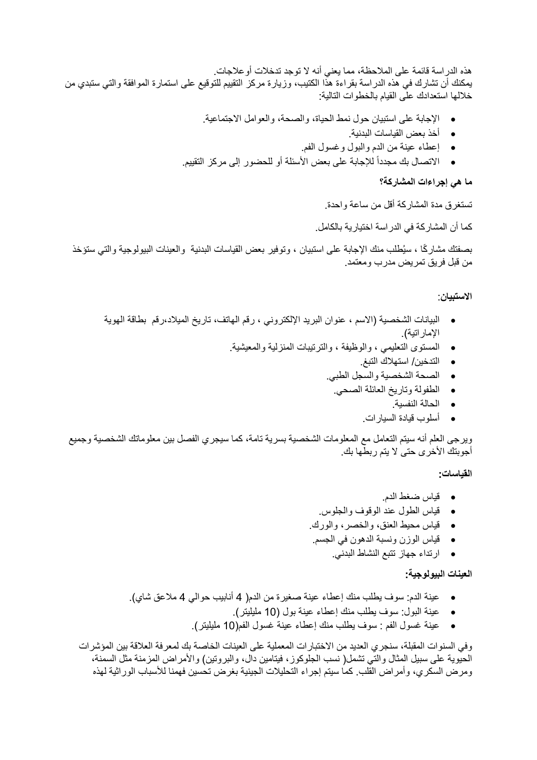هذه الدراسة قائمة على الملاحظة، مما يعني أنه لا توجد تدخلات أو علاجات.
يمكنك أن تشارك في هذه الدراسة بقراءة هذا الكتيب، وزيارة مركز التقييم للتوقيع على استمارة الموافقة والتي ستبدي من خلالها استعدادك على القيام بالخطوات التالية:

- الإجابة على استبيان حول نمط الحياة، والصحة، والعوامل الاجتماعية.
- أخذ بعض القياسات البدنية.
- إعطاء عينة من الدم والبول وغسول الفم.
- الاتصال بك مجدداً للإجابة على بعض الأسئلة أو للحضور إلى مركز التقييم.

**ما هي إجراءات المشاركة؟**

تستغرق مدة المشاركة أقل من ساعة واحدة.

كما أن المشاركة في الدراسة اختيارية بالكامل.

بصفتك مشاركًا ، سيُطلب منك الإجابة على استبيان ، وتوفير بعض القياسات البدنية والعينات البيولوجية والتي ستؤخذ من قبل فريق تمريض مدرب ومعتمد.

**الاستبيان:**

- البيانات الشخصية (الاسم ، عنوان البريد الإلكتروني ، رقم الهاتف، تاريخ الميلاد،رقم بطاقة الهوية الإماراتية).
- المستوى التعليمي ، والوظيفة ، والترتيبات المنزلية والمعيشية.
- التدخين/ استهلاك التبغ.
- الصحة الشخصية والسجل الطبي.
- الطفولة وتاريخ العائلة الصحي.
- الحالة النفسية.
- أسلوب قيادة السيارات.

ويرجى العلم أنه سيتم التعامل مع المعلومات الشخصية بسرية تامة، كما سيجري الفصل بين معلوماتك الشخصية وجميع أجوبتك الأخرى حتى لا يتم ربطها بك.

**القياسات:**

- قياس ضغط الدم.
- قياس الطول عند الوقوف والجلوس.
- قياس محيط العنق، والخصر، والورك.
- قياس الوزن ونسبة الدهون في الجسم.
- ارتداء جهاز تتبع النشاط البدني.

**العينات البيولوجية:**

- عينة الدم: سوف يطلب منك إعطاء عينة صغيرة من الدم( 4 أنابيب حوالي 4 ملاعق شاي).
- عينة البول: سوف يطلب منك إعطاء عينة بول (10 مليليتر).
- عينة غسول الفم : سوف يطلب منك إعطاء عينة غسول الفم(10 مليليتر).

وفي السنوات المقبلة، سنجري العديد من الاختبارات المعملية على العينات الخاصة بك لمعرفة العلاقة بين المؤشرات الحيوية على سبيل المثال والتي تشمل( نسب الجلوكوز، فيتامين دال، والبروتين) والأمراض المزمنة مثل السمنة، ومرض السكري، وأمراض القلب. كما سيتم إجراء التحليلات الجينية بغرض تحسين فهمنا للأسباب الوراثية لهذه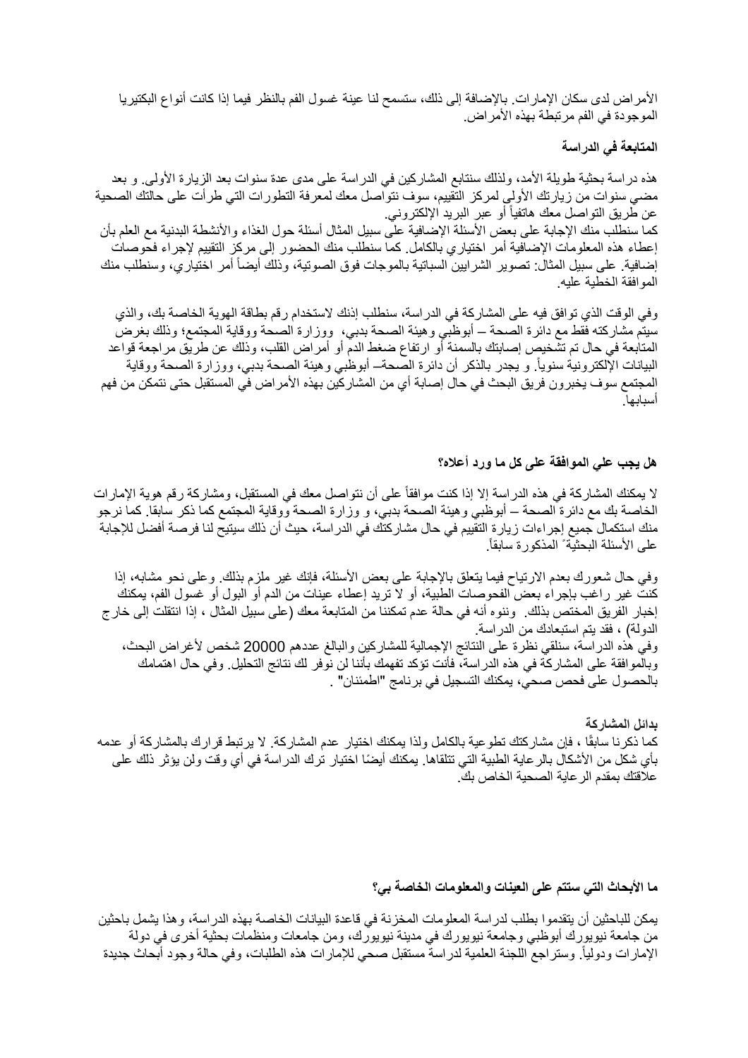الأمراض لدى سكان الإمارات. بالإضافة إلى ذلك، ستسمح لنا عينة غسول الفم بالنظر فيما إذا كانت أنواع البكتيريا الموجودة في الفم مرتبطة بهذه الأمراض.

**المتابعة في الدراسة**

هذه دراسة بحثية طويلة الأمد، ولذلك سنتابع المشاركين في الدراسة على مدى عدة سنوات بعد الزيارة الأولى. و بعد مضي سنوات من زيارتك الأولى لمركز التقييم، سوف نتواصل معك لمعرفة التطورات التي طرأت على حالتك الصحية عن طريق التواصل معك هاتفياً أو عبر البريد الإلكتروني.
كما سنطلب منك الإجابة على بعض الأسئلة الإضافية على سبيل المثال أسئلة حول الغذاء والأنشطة البدنية مع العلم بأن إعطاء هذه المعلومات الإضافية أمر اختياري بالكامل. كما سنطلب منك الحضور إلى مركز التقييم لإجراء فحوصات إضافية. على سبيل المثال: تصوير الشرايين السباتية بالموجات فوق الصوتية، وذلك أيضاً أمر اختياري، وسنطلب منك الموافقة الخطية عليه.

وفي الوقت الذي توافق فيه على المشاركة في الدراسة، سنطلب إذنك لاستخدام رقم بطاقة الهوية الخاصة بك، والذي سيتم مشاركته فقط مع دائرة الصحة – أبوظبي وهيئة الصحة بدبي، ووزارة الصحة ووقاية المجتمع؛ وذلك بغرض المتابعة في حال تم تشخيص إصابتك بالسمنة أو ارتفاع ضغط الدم أو أمراض القلب، وذلك عن طريق مراجعة قواعد البيانات الإلكترونية سنوياً. و يجدر بالذكر أن دائرة الصحة– أبوظبي وهيئة الصحة بدبي، ووزارة الصحة ووقاية المجتمع سوف يخبرون فريق البحث في حال إصابة أي من المشاركين بهذه الأمراض في المستقبل حتى نتمكن من فهم أسبابها.

**هل يجب علي الموافقة على كل ما ورد أعلاه؟**

لا يمكنك المشاركة في هذه الدراسة إلا إذا كنت موافقاً على أن نتواصل معك في المستقبل، ومشاركة رقم هوية الإمارات الخاصة بك مع دائرة الصحة – أبوظبي وهيئة الصحة بدبي، و وزارة الصحة ووقاية المجتمع كما ذكر سابقا. كما نرجو منك استكمال جميع إجراءات زيارة التقييم في حال مشاركتك في الدراسة، حيث أن ذلك سيتيح لنا فرصة أفضل للإجابة على الأسئلة البحثيةّ المذكورة سابقاً.

وفي حال شعورك بعدم الارتياح فيما يتعلق بالإجابة على بعض الأسئلة، فإنك غير ملزم بذلك. وعلى نحو مشابه، إذا كنت غير راغب بإجراء بعض الفحوصات الطبية، أو لا تريد إعطاء عينات من الدم أو البول أو غسول الفم، يمكنك إخبار الفريق المختص بذلك. وننوه أنه في حالة عدم تمكننا من المتابعة معك (على سبيل المثال ، إذا انتقلت إلى خارج الدولة) ، فقد يتم استبعادك من الدراسة.
وفي هذه الدراسة، سنلقي نظرة على النتائج الإجمالية للمشاركين والبالغ عددهم 20000 شخص لأغراض البحث، وبالموافقة على المشاركة في هذه الدراسة، فأنت تؤكد تفهمك بأننا لن نوفر لك نتائج التحليل. وفي حال اهتمامك بالحصول على فحص صحي، يمكنك التسجيل في برنامج "اطمئنان" .

**بدائل المشاركة**
كما ذكرنا سابقًا ، فإن مشاركتك تطوعية بالكامل ولذا يمكنك اختيار عدم المشاركة. لا يرتبط قرارك بالمشاركة أو عدمه بأي شكل من الأشكال بالرعاية الطبية التي تتلقاها. يمكنك أيضًا اختيار ترك الدراسة في أي وقت ولن يؤثر ذلك على علاقتك بمقدم الرعاية الصحية الخاص بك.

**ما الأبحاث التي ستتم على العينات والمعلومات الخاصة بي؟**

يمكن للباحثين أن يتقدموا بطلب لدراسة المعلومات المخزنة في قاعدة البيانات الخاصة بهذه الدراسة، وهذا يشمل باحثين من جامعة نيويورك أبوظبي وجامعة نيويورك في مدينة نيويورك، ومن جامعات ومنظمات بحثية أخرى في دولة الإمارات ودولياً. وستراجع اللجنة العلمية لدراسة مستقبل صحي للإمارات هذه الطلبات، وفي حالة وجود أبحاث جديدة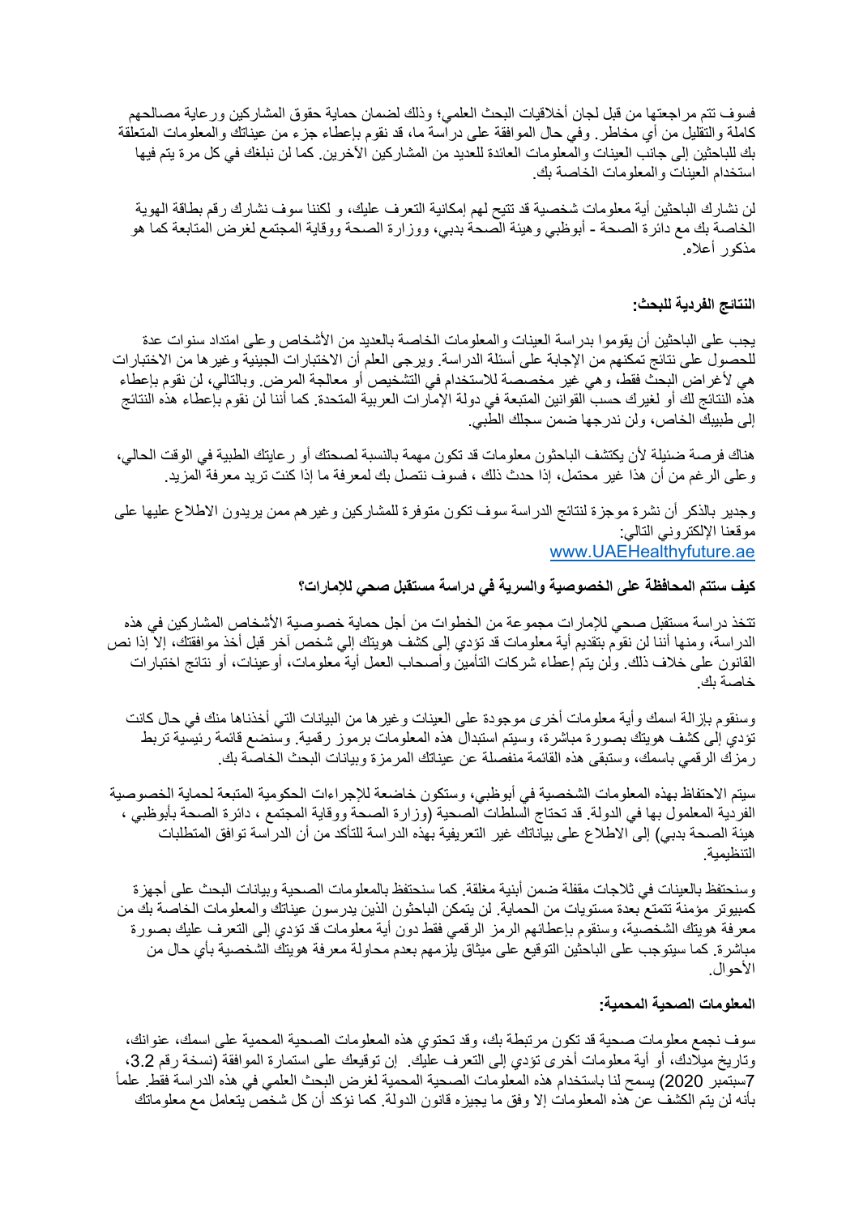فسوف تتم مراجعتها من قبل لجان أخلاقيات البحث العلمي؛ وذلك لضمان حماية حقوق المشاركين ورعاية مصالحهم كاملة والتقليل من أي مخاطر. وفي حال الموافقة على دراسة ما، قد نقوم بإعطاء جزء من عيناتك والمعلومات المتعلقة بك للباحثين إلى جانب العينات والمعلومات العائدة للعديد من المشاركين الآخرين. كما لن نبلغك في كل مرة يتم فيها استخدام العينات والمعلومات الخاصة بك.

لن نشارك الباحثين أية معلومات شخصية قد تتيح لهم إمكانية التعرف عليك، و لكننا سوف نشارك رقم بطاقة الهوية الخاصة بك مع دائرة الصحة - أبوظبي وهيئة الصحة بدبي، ووزارة الصحة ووقاية المجتمع لغرض المتابعة كما هو مذكور أعلاه.

**النتائج الفردية للبحث:**

يجب على الباحثين أن يقوموا بدراسة العينات والمعلومات الخاصة بالعديد من الأشخاص وعلى امتداد سنوات عدة للحصول على نتائج تمكنهم من الإجابة على أسئلة الدراسة. ويرجى العلم أن الاختبارات الجينية وغيرها من الاختبارات هي لأغراض البحث فقط، وهي غير مخصصة للاستخدام في التشخيص أو معالجة المرض. وبالتالي، لن نقوم بإعطاء هذه النتائج لك أو لغيرك حسب القوانين المتبعة في دولة الإمارات العربية المتحدة. كما أننا لن نقوم بإعطاء هذه النتائج إلى طبيبك الخاص، ولن ندرجها ضمن سجلك الطبي.

هناك فرصة ضئيلة لأن يكتشف الباحثون معلومات قد تكون مهمة بالنسبة لصحتك أو رعايتك الطبية في الوقت الحالي، وعلى الرغم من أن هذا غير محتمل، إذا حدث ذلك ، فسوف نتصل بك لمعرفة ما إذا كنت تريد معرفة المزيد.

وجدير بالذكر أن نشرة موجزة لنتائج الدراسة سوف تكون متوفرة للمشاركين وغيرهم ممن يريدون الاطلاع عليها على موقعنا الإلكتروني التالي:
www.UAEHealthyfuture.ae

**كيف ستتم المحافظة على الخصوصية والسرية في دراسة مستقبل صحي للإمارات؟**

تتخذ دراسة مستقبل صحي للإمارات مجموعة من الخطوات من أجل حماية خصوصية الأشخاص المشاركين في هذه الدراسة، ومنها أننا لن نقوم بتقديم أية معلومات قد تؤدي إلى كشف هويتك إلي شخص آخر قبل أخذ موافقتك، إلا إذا نص القانون على خلاف ذلك. ولن يتم إعطاء شركات التأمين وأصحاب العمل أية معلومات، أوعينات، أو نتائج اختبارات خاصة بك.

وسنقوم بإزالة اسمك وأية معلومات أخرى موجودة على العينات وغيرها من البيانات التي أخذناها منك في حال كانت تؤدي إلى كشف هويتك بصورة مباشرة، وسيتم استبدال هذه المعلومات برموز رقمية. وسنضع قائمة رئيسية تربط رمزك الرقمي باسمك، وستبقى هذه القائمة منفصلة عن عيناتك المرمزة وبيانات البحث الخاصة بك.

سيتم الاحتفاظ بهذه المعلومات الشخصية في أبوظبي، وستكون خاضعة للإجراءات الحكومية المتبعة لحماية الخصوصية الفردية المعلول بها في الدولة. قد تحتاج السلطات الصحية (وزارة الصحة ووقاية المجتمع ، دائرة الصحة بأبوظبي ، هيئة الصحة بدبي) إلى الاطلاع على بياناتك غير التعريفية بهذه الدراسة للتأكد من أن الدراسة توافق المتطلبات التنظيمية.

وسنحتفظ بالعينات في ثلاجات مقفلة ضمن أبنية مغلقة. كما سنحتفظ بالمعلومات الصحية وبيانات البحث على أجهزة كمبيوتر مؤمنة تتمتع بعدة مستويات من الحماية. لن يتمكن الباحثون الذين يدرسون عيناتك والمعلومات الخاصة بك من معرفة هويتك الشخصية، وسنقوم بإعطائهم الرمز الرقمي فقط دون أية معلومات قد تؤدي إلى التعرف عليك بصورة مباشرة. كما سيتوجب على الباحثين التوقيع على ميثاق يلزمهم بعدم محاولة معرفة هويتك الشخصية بأي حال من الأحوال.

**المعلومات الصحية المحمية:**

سوف نجمع معلومات صحية قد تكون مرتبطة بك، وقد تحتوي هذه المعلومات الصحية المحمية على اسمك، عنوانك، وتاريخ ميلادك، أو أية معلومات أخرى تؤدي إلى التعرف عليك. إن توقيعك على استمارة الموافقة (نسخة رقم 3.2، 7سبتمبر 2020) يسمح لنا باستخدام هذه المعلومات الصحية المحمية لغرض البحث العلمي في هذه الدراسة فقط. علماً بأنه لن يتم الكشف عن هذه المعلومات إلا وفق ما يجيزه قانون الدولة. كما نؤكد أن كل شخص يتعامل مع معلوماتك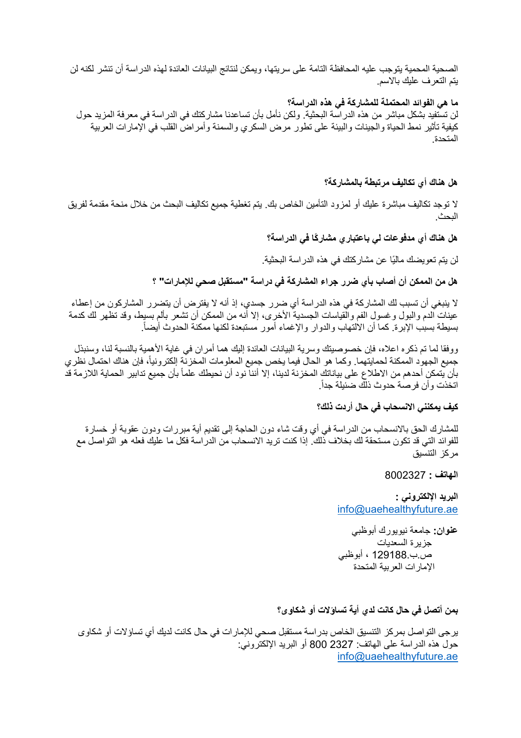الصحية المحمية يتوجب عليه المحافظة التامة على سريتها، ويمكن لنتائج البيانات العائدة لهذه الدراسة أن تنشر لكنه لن يتم التعرف عليك بالاسم.

**ما هي الفوائد المحتملة للمشاركة في هذه الدراسة؟**

لن تستفيد بشكل مباشر من هذه الدراسة البحثية. ولكن نأمل بأن تساعدنا مشاركتك في الدراسة في معرفة المزيد حول كيفية تأثير نمط الحياة والجينات والبيئة على تطور مرض السكري والسمنة وأمراض القلب في الإمارات العربية المتحدة.

**هل هناك أي تكاليف مرتبطة بالمشاركة؟**

لا توجد تكاليف مباشرة عليك أو لمزود التأمين الخاص بك. يتم تغطية جميع تكاليف البحث من خلال منحة مقدمة لفريق البحث.

**هل هناك أي مدفوعات لي باعتباري مشاركًا في الدراسة؟**

لن يتم تعويضك ماليًا عن مشاركتك في هذه الدراسة البحثية.

**هل من الممكن أن أصاب بأي ضرر جراء المشاركة في دراسة "مستقبل صحي للإمارات" ؟**

لا ينبغي أن تسبب لك المشاركة في هذه الدراسة أي ضرر جسدي، إذ أنه لا يفترض أن يتضرر المشاركون من إعطاء عينات الدم والبول وغسول الفم والقياسات الجسدية الأخرى، إلا أنه من الممكن أن تشعر بألم بسيط، وقد تظهر لك كدمة بسيطة بسبب الإبرة. كما أن الالتهاب والدوار والإغماء أمور مستبعدة لكنها ممكنة الحدوث أيضاً.

ووفقا لما تم ذكره اعلاه، فإن خصوصيتك وسرية البيانات العائدة إليك هما أمران في غاية الأهمية بالنسبة لنا، وسنبذل جميع الجهود الممكنة لحمايتهما. وكما هو الحال فيما يخص جميع المعلومات المخزنة إلكترونياً، فإن هناك احتمال نظري بأن يتمكن أحدهم من الاطلاع على بياناتك المخزنة لدينا، إلا أننا نود أن نحيطك علماً بأن جميع تدابير الحماية اللازمة قد اتخذت وأن فرصة حدوث ذلك ضئيلة جداً.

**كيف يمكنني الانسحاب في حال أردت ذلك؟**

للمشارك الحق بالانسحاب من الدراسة في أي وقت شاء دون الحاجة إلى تقديم أية مبررات ودون عقوبة أو خسارة للفوائد التي قد تكون مستحقة لك بخلاف ذلك. إذا كنت تريد الانسحاب من الدراسة فكل ما عليك فعله هو التواصل مع مركز التنسيق

**الهاتف :** 8002327

**البريد الإلكتروني :**
info@uaehealthyfuture.ae

**عنوان:** جامعة نيويورك أبوظبي
جزيرة السعديات
ص.ب.129188 ، أبوظبي
الإمارات العربية المتحدة

**بمن أتصل في حال كانت لدي أية تساؤلات أو شكاوى؟**

يرجى التواصل بمركز التنسيق الخاص بدراسة مستقبل صحي للإمارات في حال كانت لديك أي تساؤلات أو شكاوى حول هذه الدراسة على الهاتف: 2327 800 أو البريد الإلكتروني:
info@uaehealthyfuture.ae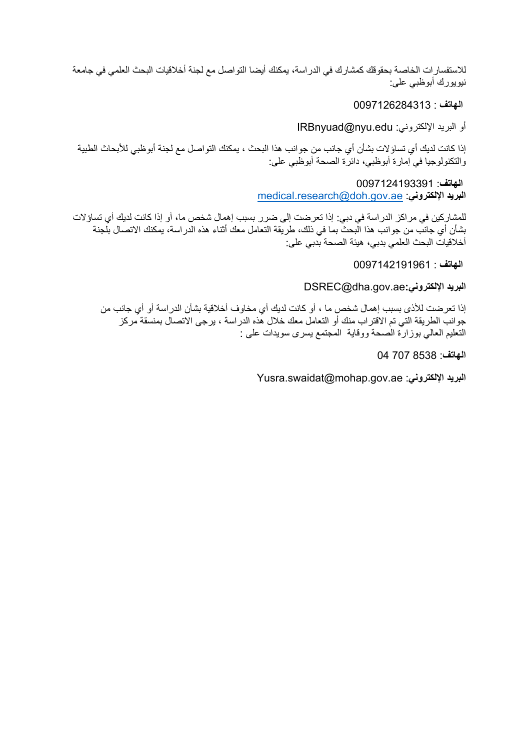للاستفسارات الخاصة بحقوقك كمشارك في الدراسة، يمكنك أيضا التواصل مع لجنة أخلاقيات البحث العلمي في جامعة نيويورك أبوظبي على:

**الهاتف** : 0097126284313

أو البريد الإلكتروني: IRBnyuad@nyu.edu

إذا كانت لديك أي تساؤلات بشأن أي جانب من جوانب هذا البحث ، يمكنك التواصل مع لجنة أبوظبي للأبحاث الطبية والتكنولوجيا في إمارة أبوظبي، دائرة الصحة أبوظبي على:

**الهاتف**: 0097124193391
**البريد الإلكتروني**: medical.research@doh.gov.ae

للمشاركين في مراكز الدراسة في دبي: إذا تعرضت إلى ضرر بسبب إهمال شخص ما، أو إذا كانت لديك أي تساؤلات بشأن أي جانب من جوانب هذا البحث بما في ذلك، طريقة التعامل معك أثناء هذه الدراسة، يمكنك الاتصال بلجنة أخلاقيات البحث العلمي بدبي، هيئة الصحة بدبي على:

**الهاتف** : 0097142191961

**البريد الإلكتروني:**DSREC@dha.gov.ae

إذا تعرضت للأذى بسبب إهمال شخص ما ، أو كانت لديك أي مخاوف أخلاقية بشأن الدراسة أو أي جانب من جوانب الطريقة التي تم الاقتراب منك أو التعامل معك خلال هذه الدراسة ، يرجى الاتصال بمنسقة مركز التعليم العالي بوزارة الصحة ووقاية المجتمع يسرى سويدات على :

**الهاتف**: 04 707 8538

**البريد الإلكتروني**: Yusra.swaidat@mohap.gov.ae